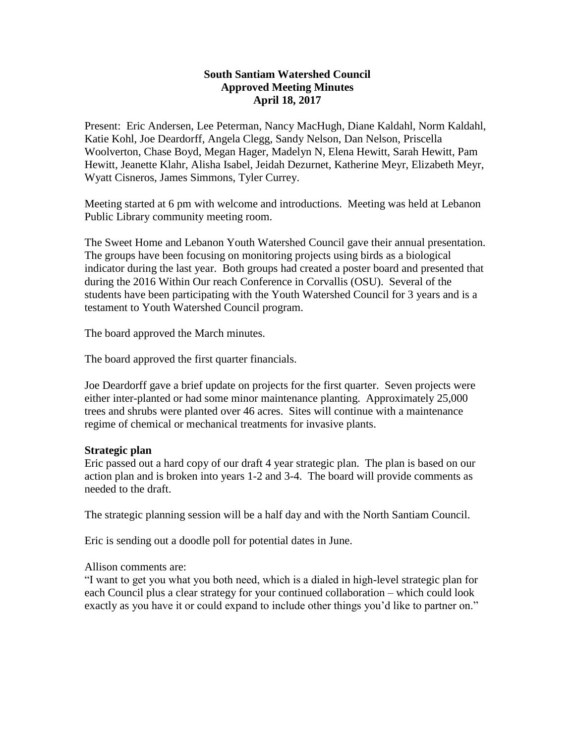# South Santiam Watershed Council
## Approved Meeting Minutes
### April 18, 2017

Present: Eric Andersen, Lee Peterman, Nancy MacHugh, Diane Kaldahl, Norm Kaldahl, Katie Kohl, Joe Deardorff, Angela Clegg, Sandy Nelson, Dan Nelson, Priscella Woolverton, Chase Boyd, Megan Hager, Madelyn N, Elena Hewitt, Sarah Hewitt, Pam Hewitt, Jeanette Klahr, Alisha Isabel, Jeidah Dezurnet, Katherine Meyr, Elizabeth Meyr, Wyatt Cisneros, James Simmons, Tyler Currey.

Meeting started at 6 pm with welcome and introductions. Meeting was held at Lebanon Public Library community meeting room.

The Sweet Home and Lebanon Youth Watershed Council gave their annual presentation. The groups have been focusing on monitoring projects using birds as a biological indicator during the last year. Both groups had created a poster board and presented that during the 2016 Within Our reach Conference in Corvallis (OSU). Several of the students have been participating with the Youth Watershed Council for 3 years and is a testament to Youth Watershed Council program.

The board approved the March minutes.

The board approved the first quarter financials.

Joe Deardorff gave a brief update on projects for the first quarter. Seven projects were either inter-planted or had some minor maintenance planting. Approximately 25,000 trees and shrubs were planted over 46 acres. Sites will continue with a maintenance regime of chemical or mechanical treatments for invasive plants.

**Strategic plan**

Eric passed out a hard copy of our draft 4 year strategic plan. The plan is based on our action plan and is broken into years 1-2 and 3-4. The board will provide comments as needed to the draft.

The strategic planning session will be a half day and with the North Santiam Council.

Eric is sending out a doodle poll for potential dates in June.

Allison comments are:

"I want to get you what you both need, which is a dialed in high-level strategic plan for each Council plus a clear strategy for your continued collaboration – which could look exactly as you have it or could expand to include other things you'd like to partner on."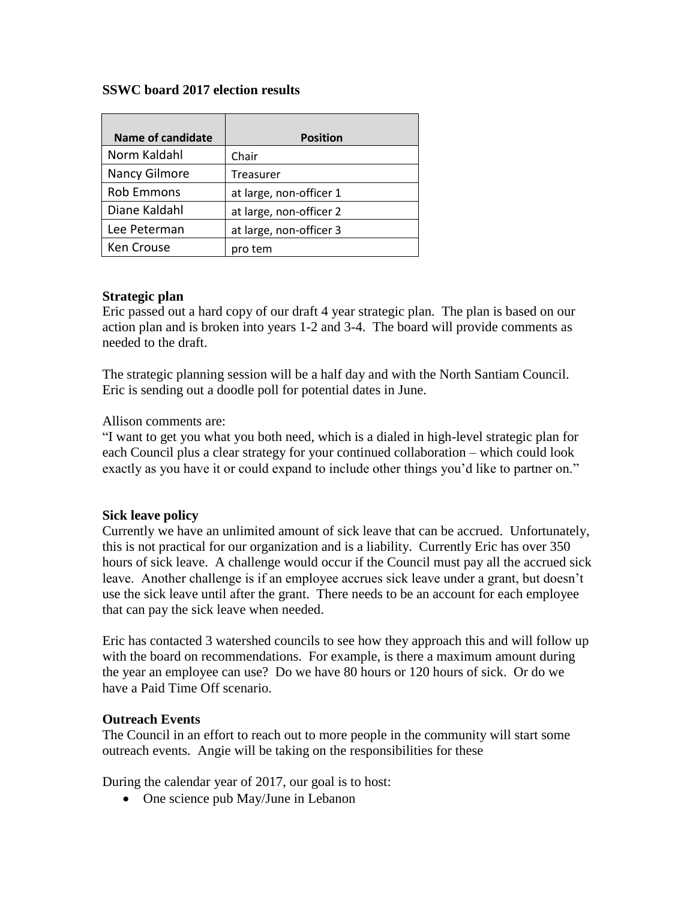**SSWC board 2017 election results**

| Name of candidate | Position |
|---|---|
| Norm Kaldahl | Chair |
| Nancy Gilmore | Treasurer |
| Rob Emmons | at large, non-officer 1 |
| Diane Kaldahl | at large, non-officer 2 |
| Lee Peterman | at large, non-officer 3 |
| Ken Crouse | pro tem |

**Strategic plan**

Eric passed out a hard copy of our draft 4 year strategic plan. The plan is based on our action plan and is broken into years 1-2 and 3-4. The board will provide comments as needed to the draft.

The strategic planning session will be a half day and with the North Santiam Council. Eric is sending out a doodle poll for potential dates in June.

Allison comments are:

"I want to get you what you both need, which is a dialed in high-level strategic plan for each Council plus a clear strategy for your continued collaboration – which could look exactly as you have it or could expand to include other things you'd like to partner on."

**Sick leave policy**

Currently we have an unlimited amount of sick leave that can be accrued. Unfortunately, this is not practical for our organization and is a liability. Currently Eric has over 350 hours of sick leave. A challenge would occur if the Council must pay all the accrued sick leave. Another challenge is if an employee accrues sick leave under a grant, but doesn't use the sick leave until after the grant. There needs to be an account for each employee that can pay the sick leave when needed.

Eric has contacted 3 watershed councils to see how they approach this and will follow up with the board on recommendations. For example, is there a maximum amount during the year an employee can use? Do we have 80 hours or 120 hours of sick. Or do we have a Paid Time Off scenario.

**Outreach Events**

The Council in an effort to reach out to more people in the community will start some outreach events. Angie will be taking on the responsibilities for these

During the calendar year of 2017, our goal is to host:

- One science pub May/June in Lebanon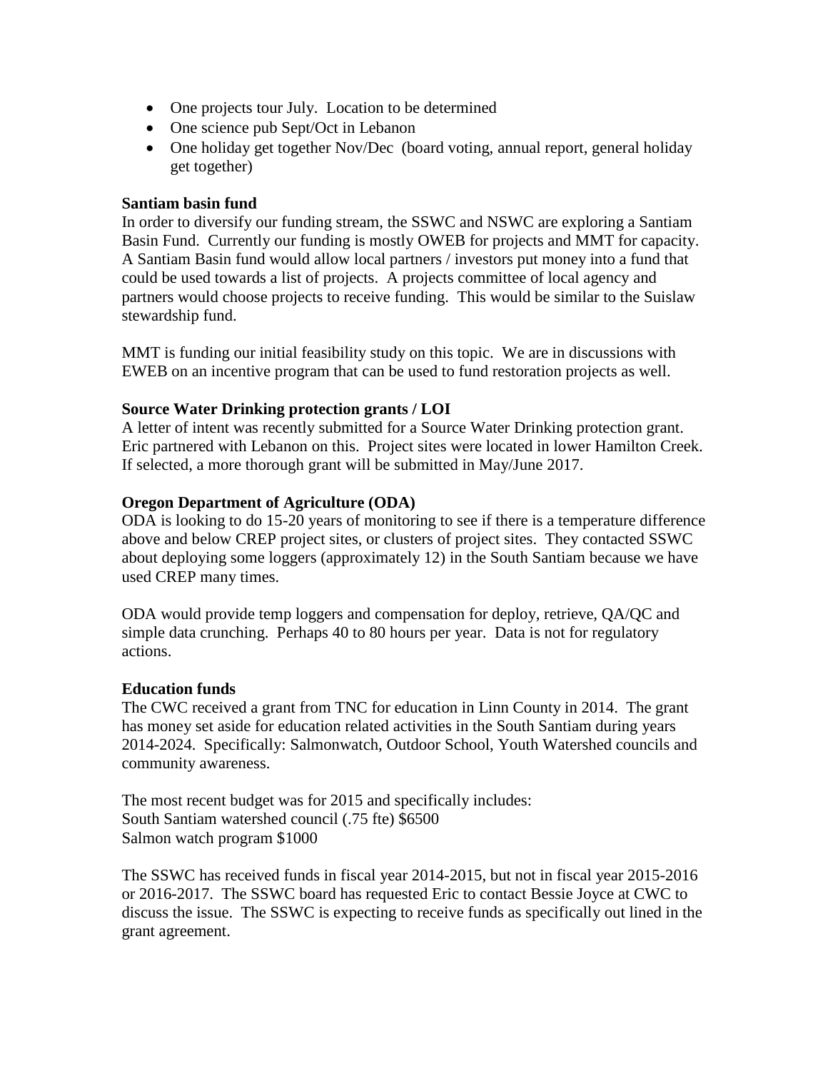- One projects tour July. Location to be determined
- One science pub Sept/Oct in Lebanon
- One holiday get together Nov/Dec (board voting, annual report, general holiday get together)

**Santiam basin fund**

In order to diversify our funding stream, the SSWC and NSWC are exploring a Santiam Basin Fund. Currently our funding is mostly OWEB for projects and MMT for capacity. A Santiam Basin fund would allow local partners / investors put money into a fund that could be used towards a list of projects. A projects committee of local agency and partners would choose projects to receive funding. This would be similar to the Suislaw stewardship fund.

MMT is funding our initial feasibility study on this topic. We are in discussions with EWEB on an incentive program that can be used to fund restoration projects as well.

**Source Water Drinking protection grants / LOI**

A letter of intent was recently submitted for a Source Water Drinking protection grant. Eric partnered with Lebanon on this. Project sites were located in lower Hamilton Creek. If selected, a more thorough grant will be submitted in May/June 2017.

**Oregon Department of Agriculture (ODA)**

ODA is looking to do 15-20 years of monitoring to see if there is a temperature difference above and below CREP project sites, or clusters of project sites. They contacted SSWC about deploying some loggers (approximately 12) in the South Santiam because we have used CREP many times.

ODA would provide temp loggers and compensation for deploy, retrieve, QA/QC and simple data crunching. Perhaps 40 to 80 hours per year. Data is not for regulatory actions.

**Education funds**

The CWC received a grant from TNC for education in Linn County in 2014. The grant has money set aside for education related activities in the South Santiam during years 2014-2024. Specifically: Salmonwatch, Outdoor School, Youth Watershed councils and community awareness.

The most recent budget was for 2015 and specifically includes:
South Santiam watershed council (.75 fte) $6500
Salmon watch program $1000

The SSWC has received funds in fiscal year 2014-2015, but not in fiscal year 2015-2016 or 2016-2017. The SSWC board has requested Eric to contact Bessie Joyce at CWC to discuss the issue. The SSWC is expecting to receive funds as specifically out lined in the grant agreement.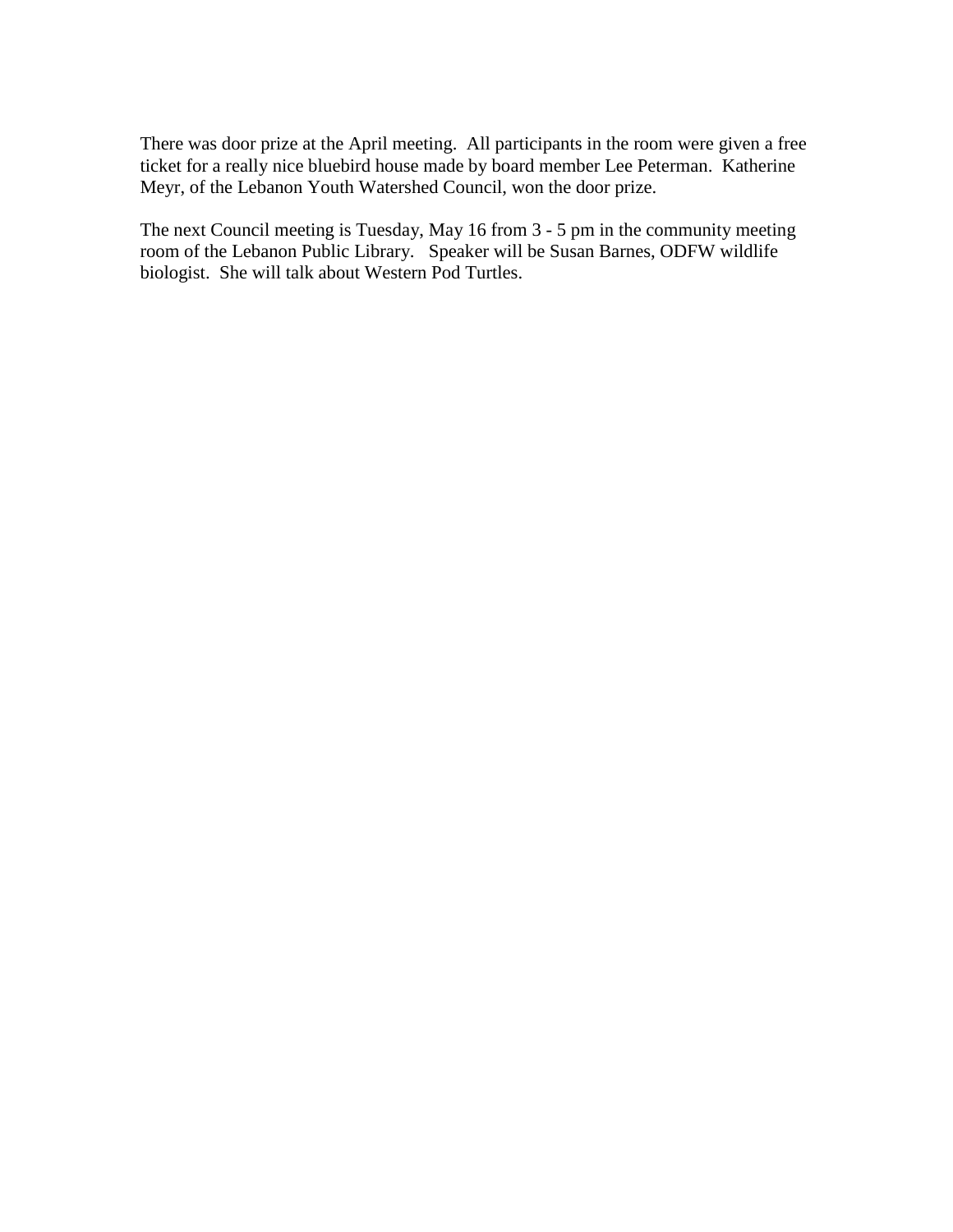There was door prize at the April meeting. All participants in the room were given a free ticket for a really nice bluebird house made by board member Lee Peterman. Katherine Meyr, of the Lebanon Youth Watershed Council, won the door prize.

The next Council meeting is Tuesday, May 16 from 3 - 5 pm in the community meeting room of the Lebanon Public Library. Speaker will be Susan Barnes, ODFW wildlife biologist. She will talk about Western Pod Turtles.